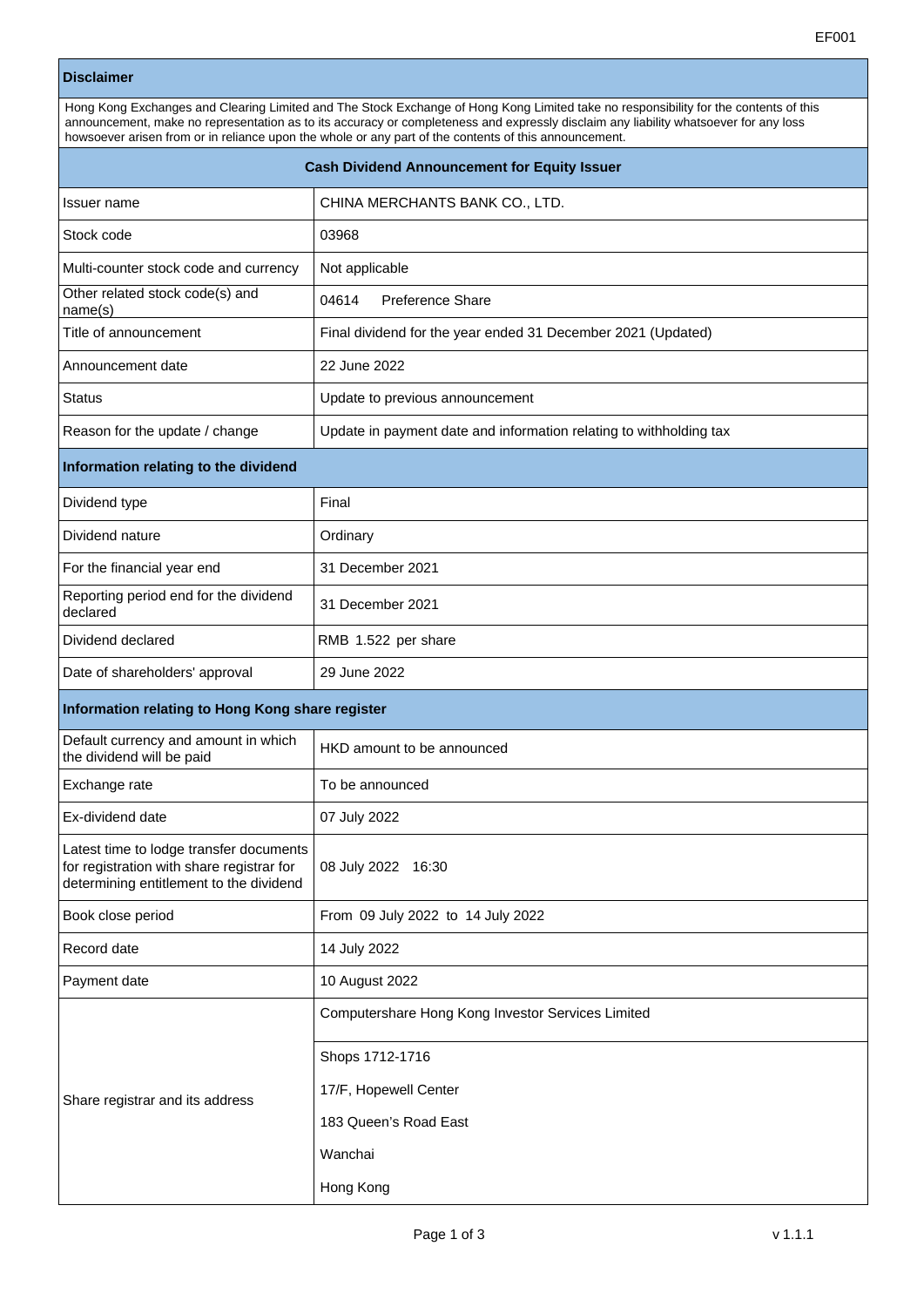EF001

| **Disclaimer** | |
|---|---|
| Hong Kong Exchanges and Clearing Limited and The Stock Exchange of Hong Kong Limited take no responsibility for the contents of this announcement, make no representation as to its accuracy or completeness and expressly disclaim any liability whatsoever for any loss howsoever arisen from or in reliance upon the whole or any part of the contents of this announcement. | |
| **Cash Dividend Announcement for Equity Issuer** | |
| Issuer name | CHINA MERCHANTS BANK CO., LTD. |
| Stock code | 03968 |
| Multi-counter stock code and currency | Not applicable |
| Other related stock code(s) and name(s) | 04614 Preference Share |
| Title of announcement | Final dividend for the year ended 31 December 2021 (Updated) |
| Announcement date | 22 June 2022 |
| Status | Update to previous announcement |
| Reason for the update / change | Update in payment date and information relating to withholding tax |
| **Information relating to the dividend** | |
| Dividend type | Final |
| Dividend nature | Ordinary |
| For the financial year end | 31 December 2021 |
| Reporting period end for the dividend declared | 31 December 2021 |
| Dividend declared | RMB 1.522 per share |
| Date of shareholders' approval | 29 June 2022 |
| **Information relating to Hong Kong share register** | |
| Default currency and amount in which the dividend will be paid | HKD amount to be announced |
| Exchange rate | To be announced |
| Ex-dividend date | 07 July 2022 |
| Latest time to lodge transfer documents for registration with share registrar for determining entitlement to the dividend | 08 July 2022 16:30 |
| Book close period | From 09 July 2022 to 14 July 2022 |
| Record date | 14 July 2022 |
| Payment date | 10 August 2022 |
| Share registrar and its address | Computershare Hong Kong Investor Services Limited<br><br>Shops 1712-1716<br>17/F, Hopewell Center<br>183 Queen's Road East<br>Wanchai<br>Hong Kong |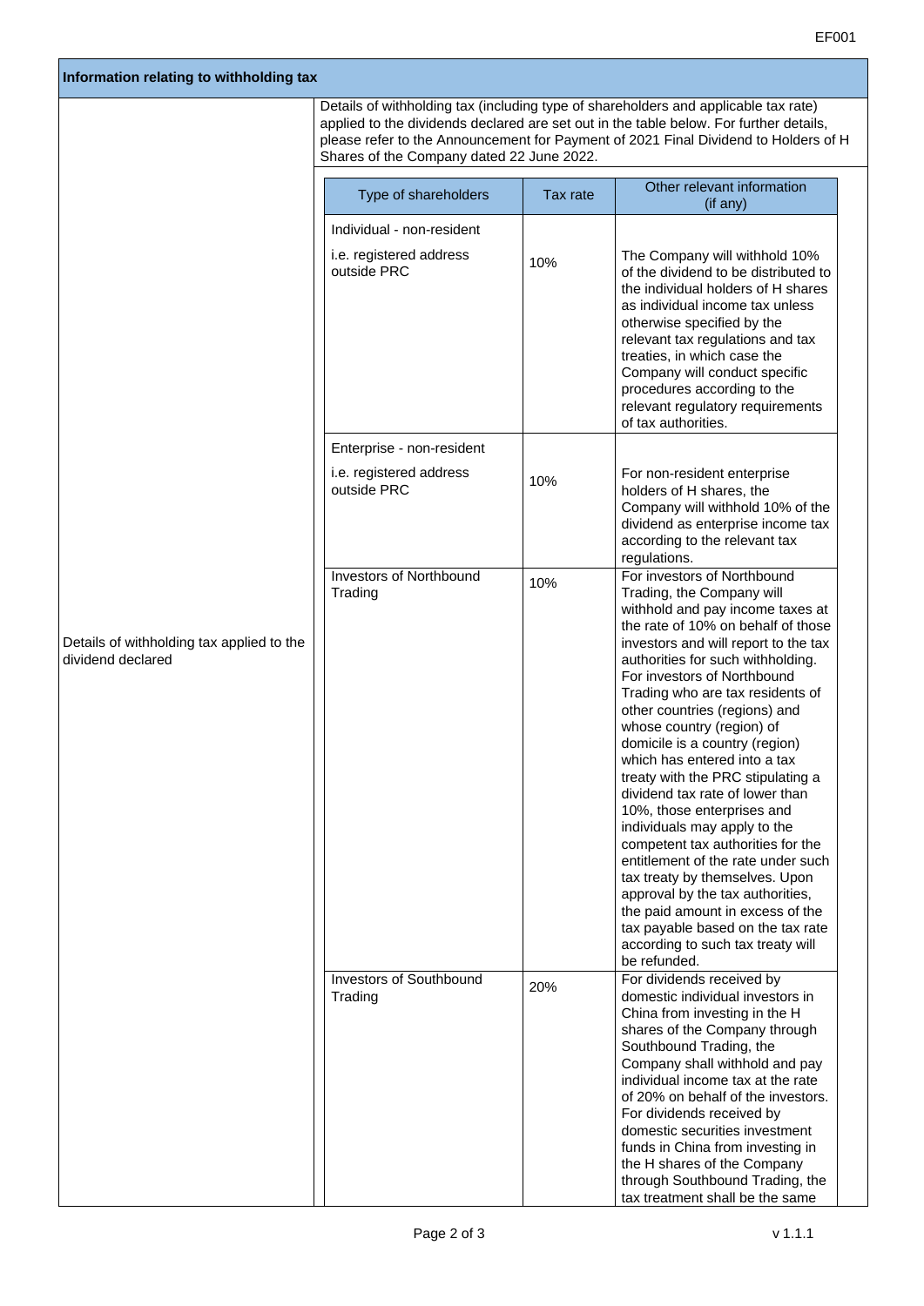## Information relating to withholding tax

**Details of withholding tax applied to the dividend declared**

Details of withholding tax (including type of shareholders and applicable tax rate) applied to the dividends declared are set out in the table below. For further details, please refer to the Announcement for Payment of 2021 Final Dividend to Holders of H Shares of the Company dated 22 June 2022.

| Type of shareholders | Tax rate | Other relevant information (if any) |
|---|---|---|
| Individual - non-resident<br>i.e. registered address outside PRC | 10% | The Company will withhold 10% of the dividend to be distributed to the individual holders of H shares as individual income tax unless otherwise specified by the relevant tax regulations and tax treaties, in which case the Company will conduct specific procedures according to the relevant regulatory requirements of tax authorities. |
| Enterprise - non-resident<br>i.e. registered address outside PRC | 10% | For non-resident enterprise holders of H shares, the Company will withhold 10% of the dividend as enterprise income tax according to the relevant tax regulations. |
| Investors of Northbound Trading | 10% | For investors of Northbound Trading, the Company will withhold and pay income taxes at the rate of 10% on behalf of those investors and will report to the tax authorities for such withholding. For investors of Northbound Trading who are tax residents of other countries (regions) and whose country (region) of domicile is a country (region) which has entered into a tax treaty with the PRC stipulating a dividend tax rate of lower than 10%, those enterprises and individuals may apply to the competent tax authorities for the entitlement of the rate under such tax treaty by themselves. Upon approval by the tax authorities, the paid amount in excess of the tax payable based on the tax rate according to such tax treaty will be refunded. |
| Investors of Southbound Trading | 20% | For dividends received by domestic individual investors in China from investing in the H shares of the Company through Southbound Trading, the Company shall withhold and pay individual income tax at the rate of 20% on behalf of the investors. For dividends received by domestic securities investment funds in China from investing in the H shares of the Company through Southbound Trading, the tax treatment shall be the same |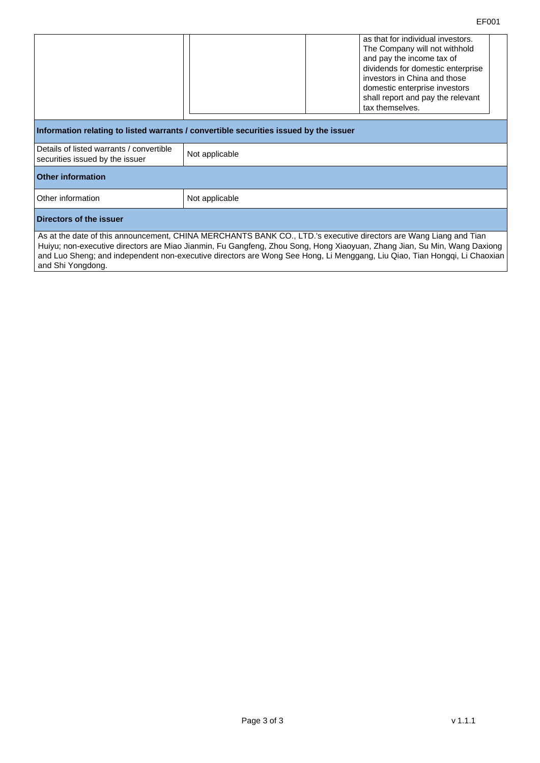| | | | |
|---|---|---|---|
| | | | as that for individual investors. The Company will not withhold and pay the income tax of dividends for domestic enterprise investors in China and those domestic enterprise investors shall report and pay the relevant tax themselves. |

**Information relating to listed warrants / convertible securities issued by the issuer**

| | |
|---|---|
| Details of listed warrants / convertible securities issued by the issuer | Not applicable |

**Other information**

| | |
|---|---|
| Other information | Not applicable |

**Directors of the issuer**

As at the date of this announcement, CHINA MERCHANTS BANK CO., LTD.'s executive directors are Wang Liang and Tian Huiyu; non-executive directors are Miao Jianmin, Fu Gangfeng, Zhou Song, Hong Xiaoyuan, Zhang Jian, Su Min, Wang Daxiong and Luo Sheng; and independent non-executive directors are Wong See Hong, Li Menggang, Liu Qiao, Tian Hongqi, Li Chaoxian and Shi Yongdong.